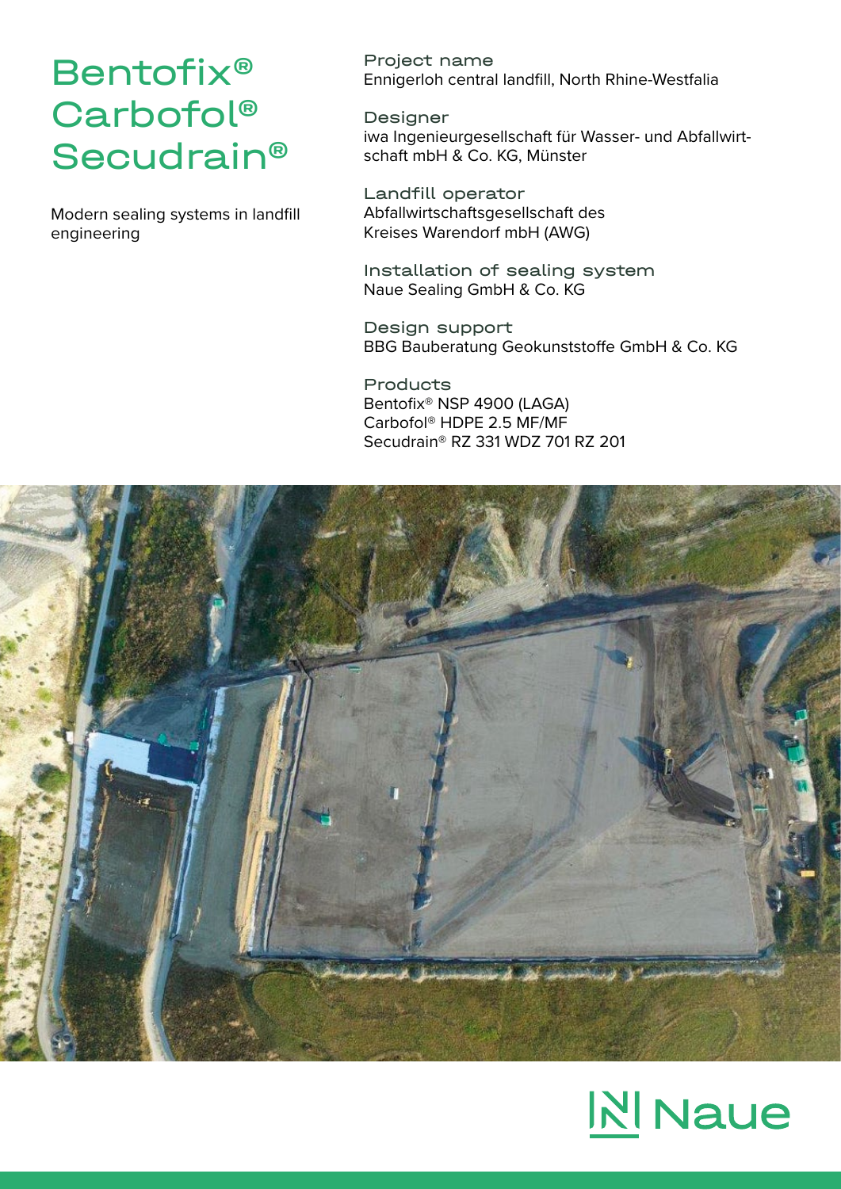# Bentofix® Carbofol® Secudrain®

Modern sealing systems in landfill engineering

**Project name**
Ennigerloh central landfill, North Rhine-Westfalia

**Designer**
iwa Ingenieurgesellschaft für Wasser- und Abfallwirtschaft mbH & Co. KG, Münster

**Landfill operator**
Abfallwirtschaftsgesellschaft des Kreises Warendorf mbH (AWG)

**Installation of sealing system**
Naue Sealing GmbH & Co. KG

**Design support**
BBG Bauberatung Geokunststoffe GmbH & Co. KG

**Products**
Bentofix® NSP 4900 (LAGA)
Carbofol® HDPE 2.5 MF/MF
Secudrain® RZ 331 WDZ 701 RZ 201

Naue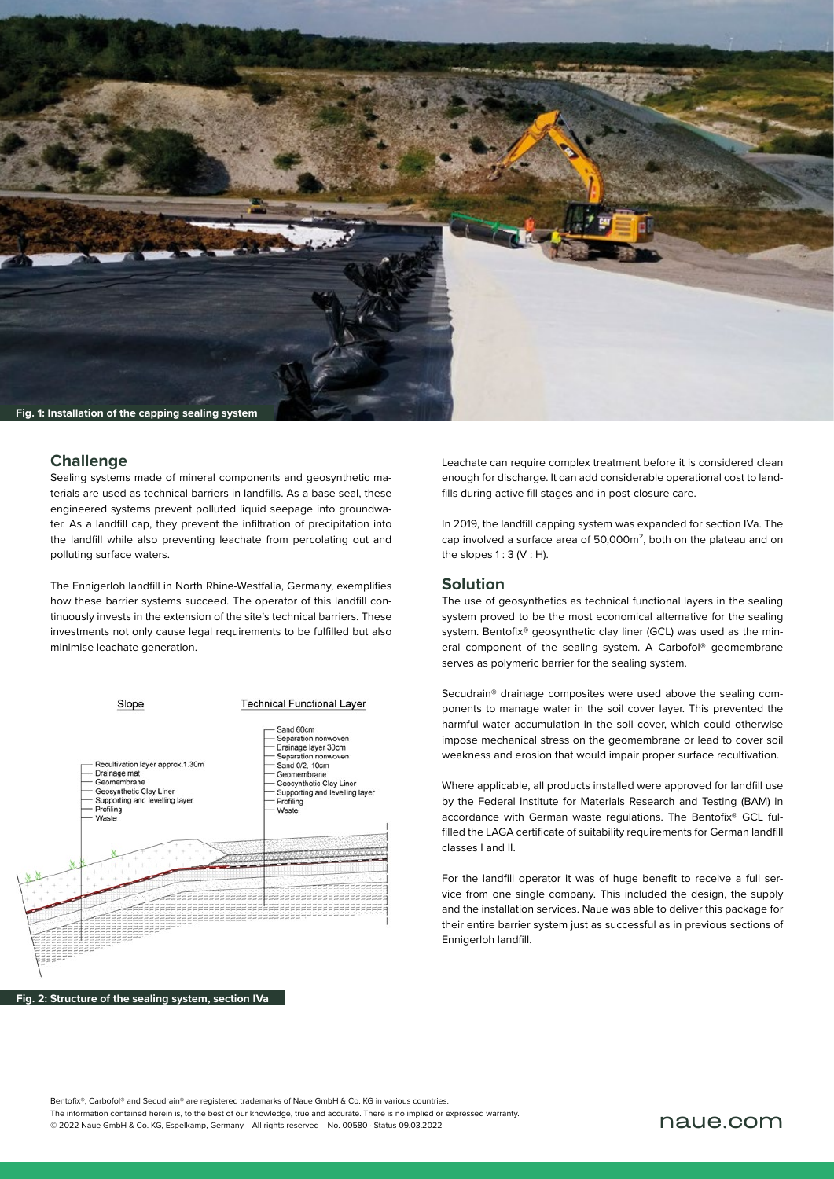Fig. 1: Installation of the capping sealing system

## Challenge

Sealing systems made of mineral components and geosynthetic materials are used as technical barriers in landfills. As a base seal, these engineered systems prevent polluted liquid seepage into groundwater. As a landfill cap, they prevent the infiltration of precipitation into the landfill while also preventing leachate from percolating out and polluting surface waters.

The Ennigerloh landfill in North Rhine-Westfalia, Germany, exemplifies how these barrier systems succeed. The operator of this landfill continuously invests in the extension of the site's technical barriers. These investments not only cause legal requirements to be fulfilled but also minimise leachate generation.

Slope

Recultivation layer approx.1.30m
Drainage mat
Geomembrane
Geosynthetic Clay Liner
Supporting and levelling layer
Profiling
Waste

Technical Functional Layer

Sand 60cm
Separation nonwoven
Drainage layer 30cm
Separation nonwoven
Sand 0/2, 10cm
Geomembrane
Geosynthetic Clay Liner
Supporting and levelling layer
Profiling
Waste

Fig. 2: Structure of the sealing system, section IVa

Leachate can require complex treatment before it is considered clean enough for discharge. It can add considerable operational cost to landfills during active fill stages and in post-closure care.

In 2019, the landfill capping system was expanded for section IVa. The cap involved a surface area of 50,000m², both on the plateau and on the slopes 1 : 3 (V : H).

## Solution

The use of geosynthetics as technical functional layers in the sealing system proved to be the most economical alternative for the sealing system. Bentofix® geosynthetic clay liner (GCL) was used as the mineral component of the sealing system. A Carbofol® geomembrane serves as polymeric barrier for the sealing system.

Secudrain® drainage composites were used above the sealing components to manage water in the soil cover layer. This prevented the harmful water accumulation in the soil cover, which could otherwise impose mechanical stress on the geomembrane or lead to cover soil weakness and erosion that would impair proper surface recultivation.

Where applicable, all products installed were approved for landfill use by the Federal Institute for Materials Research and Testing (BAM) in accordance with German waste regulations. The Bentofix® GCL fulfilled the LAGA certificate of suitability requirements for German landfill classes I and II.

For the landfill operator it was of huge benefit to receive a full service from one single company. This included the design, the supply and the installation services. Naue was able to deliver this package for their entire barrier system just as successful as in previous sections of Ennigerloh landfill.

Bentofix®, Carbofol® and Secudrain® are registered trademarks of Naue GmbH & Co. KG in various countries.
The information contained herein is, to the best of our knowledge, true and accurate. There is no implied or expressed warranty.
© 2022 Naue GmbH & Co. KG, Espelkamp, Germany All rights reserved No. 00580 · Status 09.03.2022

naue.com